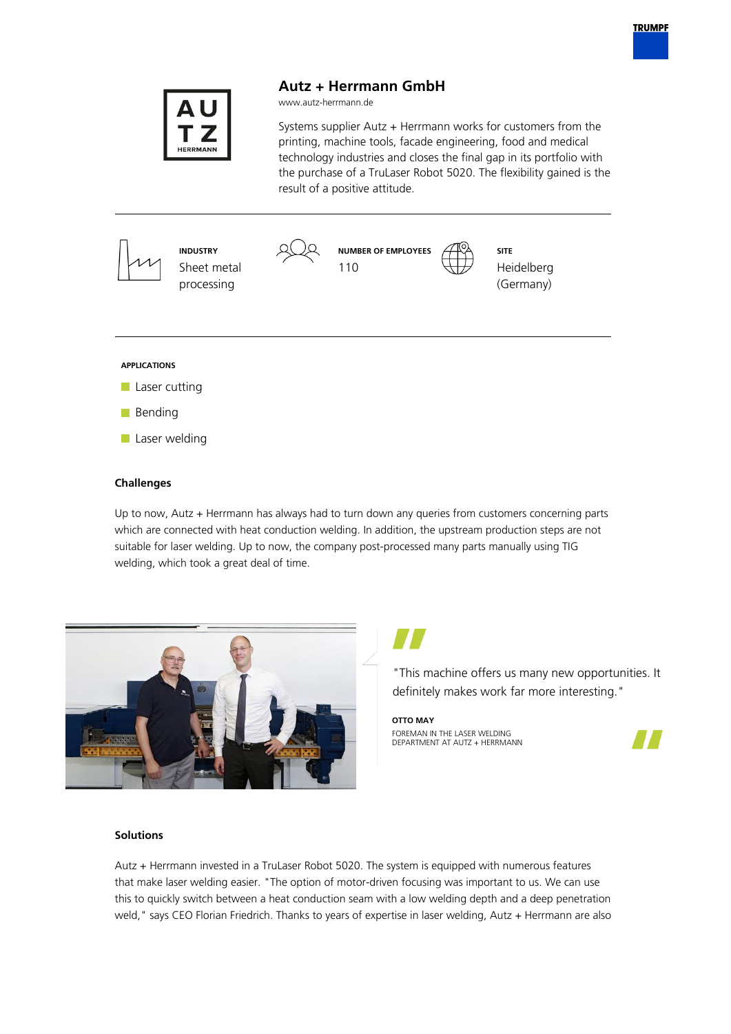# Autz + Herrmann GmbH

www.autz-herrmann.de

Systems supplier Autz + Herrmann works for customers from the printing, machine tools, facade engineering, food and medical technology industries and closes the final gap in its portfolio with the purchase of a TruLaser Robot 5020. The flexibility gained is the result of a positive attitude.

**INDUSTRY**
Sheet metal processing

**NUMBER OF EMPLOYEES**
110

**SITE**
Heidelberg (Germany)

**APPLICATIONS**

- Laser cutting
- Bending
- Laser welding

## Challenges

Up to now, Autz + Herrmann has always had to turn down any queries from customers concerning parts which are connected with heat conduction welding. In addition, the upstream production steps are not suitable for laser welding. Up to now, the company post-processed many parts manually using TIG welding, which took a great deal of time.

"This machine offers us many new opportunities. It definitely makes work far more interesting."

**OTTO MAY**
FOREMAN IN THE LASER WELDING DEPARTMENT AT AUTZ + HERRMANN

## Solutions

Autz + Herrmann invested in a TruLaser Robot 5020. The system is equipped with numerous features that make laser welding easier. "The option of motor-driven focusing was important to us. We can use this to quickly switch between a heat conduction seam with a low welding depth and a deep penetration weld," says CEO Florian Friedrich. Thanks to years of expertise in laser welding, Autz + Herrmann are also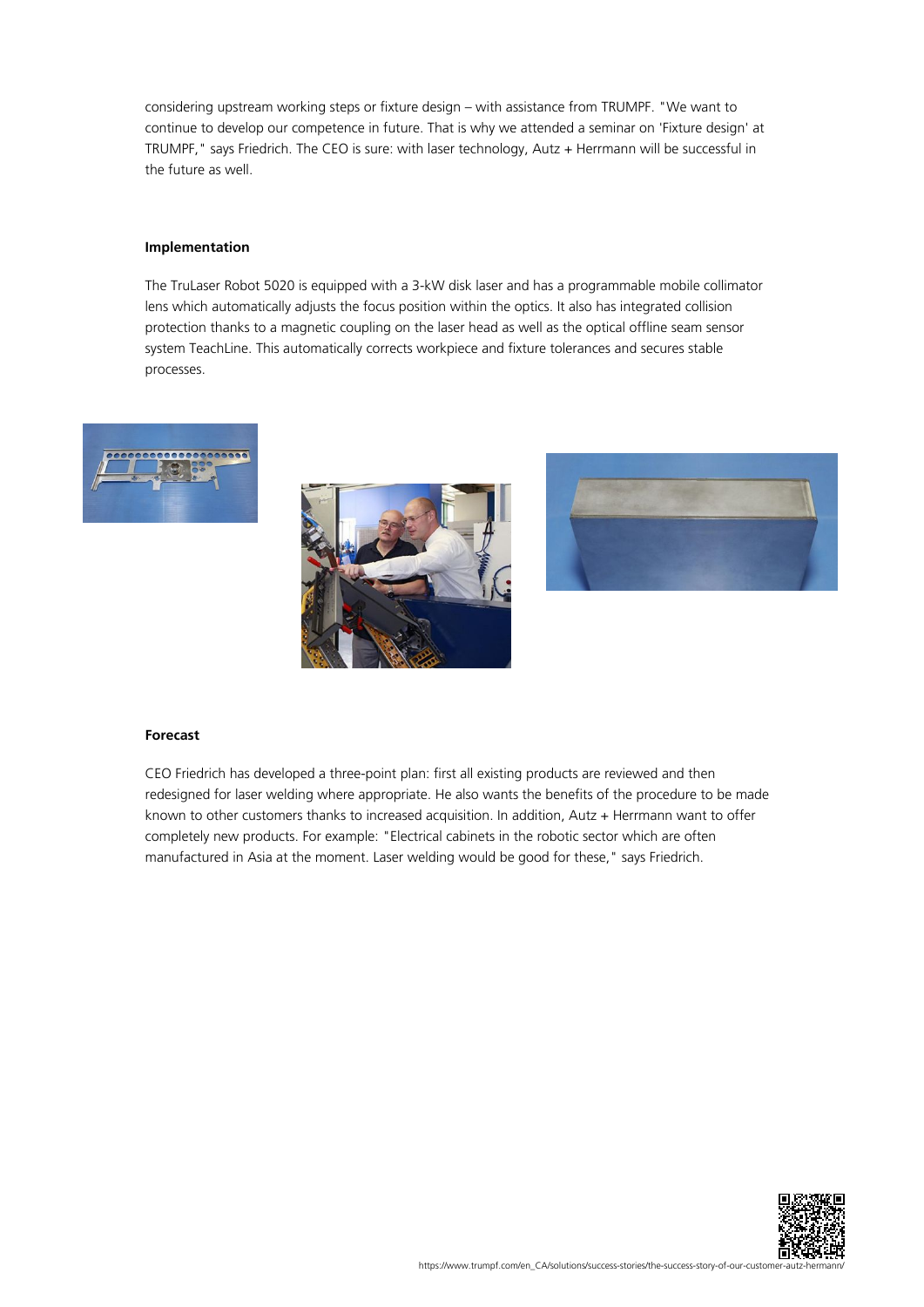considering upstream working steps or fixture design – with assistance from TRUMPF. "We want to continue to develop our competence in future. That is why we attended a seminar on 'Fixture design' at TRUMPF," says Friedrich. The CEO is sure: with laser technology, Autz + Herrmann will be successful in the future as well.

### Implementation

The TruLaser Robot 5020 is equipped with a 3-kW disk laser and has a programmable mobile collimator lens which automatically adjusts the focus position within the optics. It also has integrated collision protection thanks to a magnetic coupling on the laser head as well as the optical offline seam sensor system TeachLine. This automatically corrects workpiece and fixture tolerances and secures stable processes.

### Forecast

CEO Friedrich has developed a three-point plan: first all existing products are reviewed and then redesigned for laser welding where appropriate. He also wants the benefits of the procedure to be made known to other customers thanks to increased acquisition. In addition, Autz + Herrmann want to offer completely new products. For example: "Electrical cabinets in the robotic sector which are often manufactured in Asia at the moment. Laser welding would be good for these," says Friedrich.

https://www.trumpf.com/en_CA/solutions/success-stories/the-success-story-of-our-customer-autz-hermann/